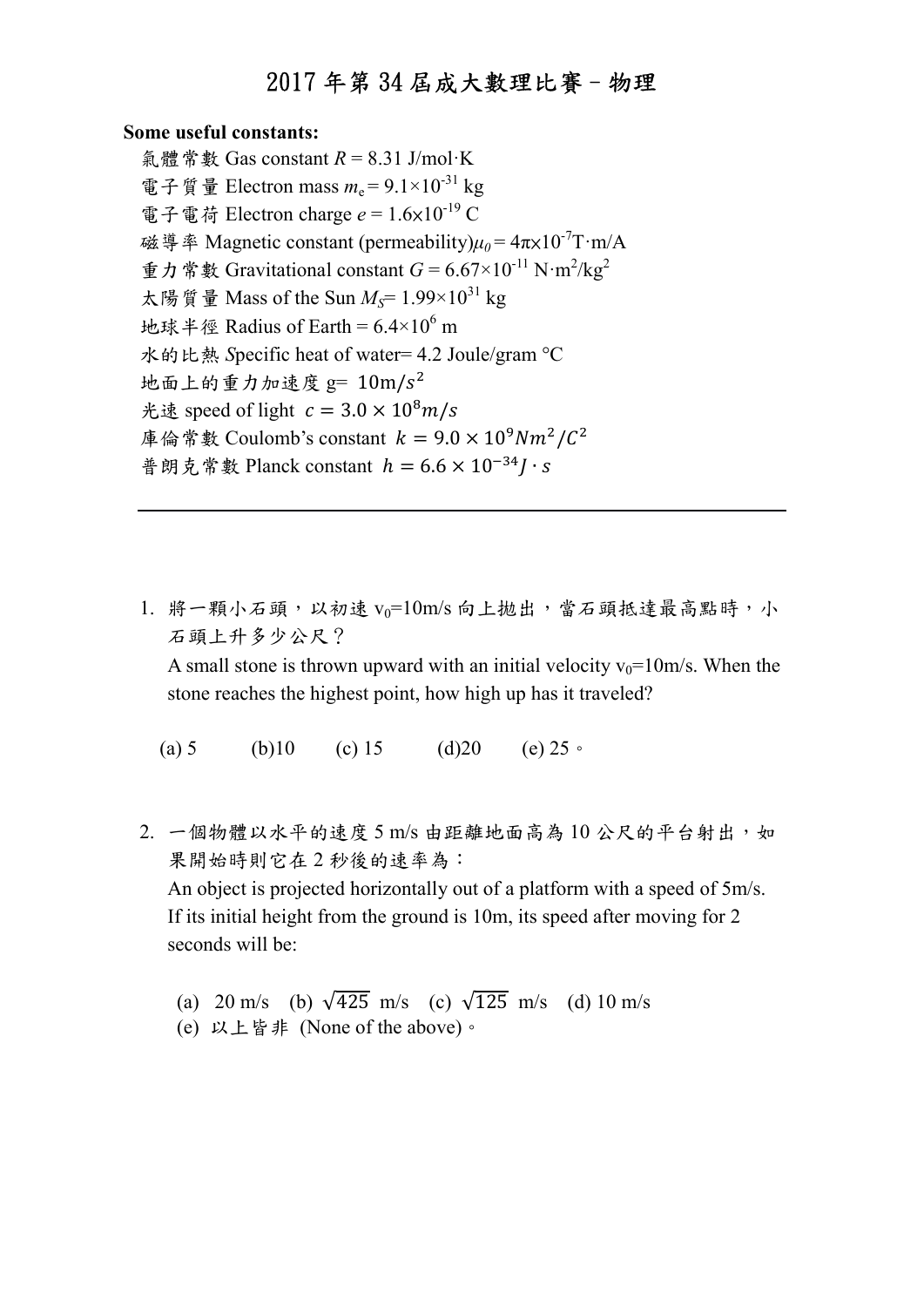# 2017 年第 34 屆成大數理比賽－物理

**Some useful constants:**

氣體常數 Gas constant $R = 8.31$ J/mol·K
電子質量 Electron mass $m_e = 9.1\times10^{-31}$ kg
電子電荷 Electron charge $e = 1.6\times10^{-19}$ C
磁導率 Magnetic constant (permeability)$\mu_0 = 4\pi\times10^{-7}$T·m/A
重力常數 Gravitational constant $G = 6.67\times10^{-11}$ N·m$^2$/kg$^2$
太陽質量 Mass of the Sun $M_S = 1.99\times10^{31}$ kg
地球半徑 Radius of Earth = $6.4\times10^6$ m
水的比熱 Specific heat of water= 4.2 Joule/gram °C
地面上的重力加速度 g= $10\text{m}/s^2$
光速 speed of light $c = 3.0 \times 10^8 m/s$
庫倫常數 Coulomb's constant $k = 9.0 \times 10^9 Nm^2/C^2$
普朗克常數 Planck constant $h = 6.6 \times 10^{-34} J \cdot s$

---

1. 將一顆小石頭，以初速 $v_0$=10m/s 向上拋出，當石頭抵達最高點時，小石頭上升多少公尺？
   A small stone is thrown upward with an initial velocity $v_0$=10m/s. When the stone reaches the highest point, how high up has it traveled?

   (a) 5　(b)10　(c) 15　(d)20　(e) 25。

2. 一個物體以水平的速度 5 m/s 由距離地面高為 10 公尺的平台射出，如果開始時則它在 2 秒後的速率為：
   An object is projected horizontally out of a platform with a speed of 5m/s. If its initial height from the ground is 10m, its speed after moving for 2 seconds will be:

   (a) 20 m/s　(b) $\sqrt{425}$ m/s　(c) $\sqrt{125}$ m/s　(d) 10 m/s
   (e) 以上皆非 (None of the above)。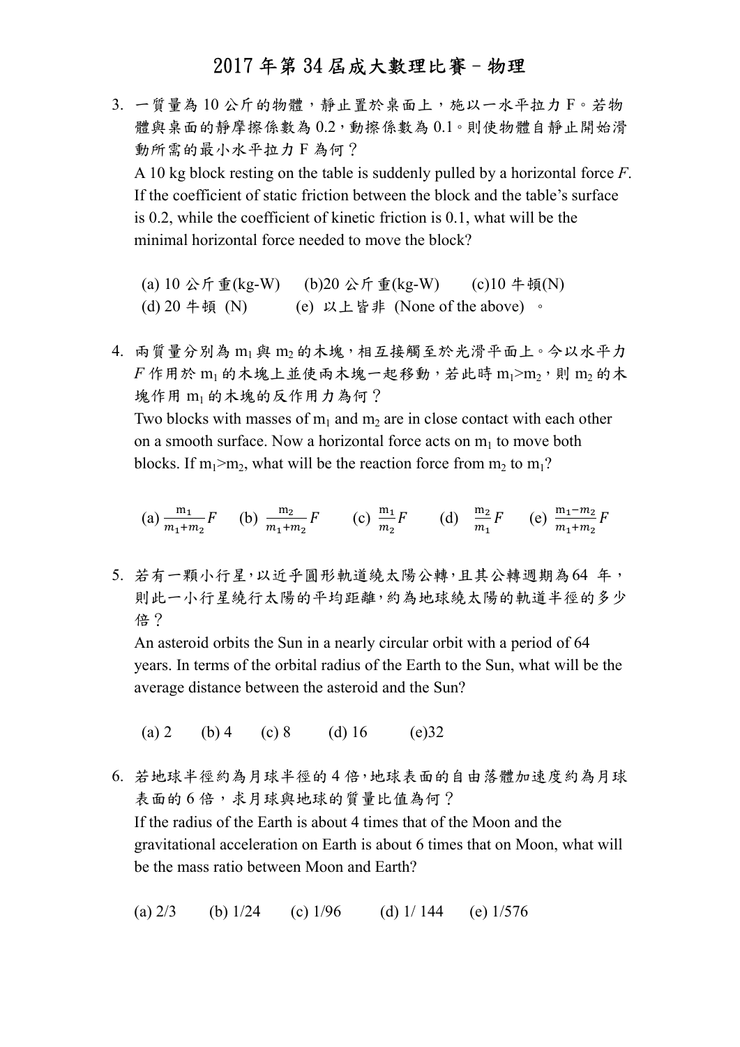# 2017 年第 34 屆成大數理比賽－物理

3. 一質量為 10 公斤的物體，靜止置於桌面上，施以一水平拉力 F。若物體與桌面的靜摩擦係數為 0.2，動擦係數為 0.1。則使物體自靜止開始滑動所需的最小水平拉力 F 為何？

   A 10 kg block resting on the table is suddenly pulled by a horizontal force *F*. If the coefficient of static friction between the block and the table's surface is 0.2, while the coefficient of kinetic friction is 0.1, what will be the minimal horizontal force needed to move the block?

   (a) 10 公斤重(kg-W)　(b)20 公斤重(kg-W)　(c)10 牛頓(N)
   (d) 20 牛頓 (N)　(e) 以上皆非 (None of the above)。

4. 兩質量分別為 $m_1$ 與 $m_2$ 的木塊，相互接觸至於光滑平面上。今以水平力 $F$ 作用於 $m_1$ 的木塊上並使兩木塊一起移動，若此時 $m_1 > m_2$，則 $m_2$ 的木塊作用 $m_1$ 的木塊的反作用力為何？

   Two blocks with masses of $m_1$ and $m_2$ are in close contact with each other on a smooth surface. Now a horizontal force acts on $m_1$ to move both blocks. If $m_1 > m_2$, what will be the reaction force from $m_2$ to $m_1$?

   (a) $\frac{m_1}{m_1+m_2}F$　(b) $\frac{m_2}{m_1+m_2}F$　(c) $\frac{m_1}{m_2}F$　(d) $\frac{m_2}{m_1}F$　(e) $\frac{m_1-m_2}{m_1+m_2}F$

5. 若有一顆小行星，以近乎圓形軌道繞太陽公轉，且其公轉週期為 64 年，則此一小行星繞行太陽的平均距離，約為地球繞太陽的軌道半徑的多少倍？

   An asteroid orbits the Sun in a nearly circular orbit with a period of 64 years. In terms of the orbital radius of the Earth to the Sun, what will be the average distance between the asteroid and the Sun?

   (a) 2　(b) 4　(c) 8　(d) 16　(e)32

6. 若地球半徑約為月球半徑的 4 倍，地球表面的自由落體加速度約為月球表面的 6 倍，求月球與地球的質量比值為何？

   If the radius of the Earth is about 4 times that of the Moon and the gravitational acceleration on Earth is about 6 times that on Moon, what will be the mass ratio between Moon and Earth?

   (a) 2/3　(b) 1/24　(c) 1/96　(d) 1/ 144　(e) 1/576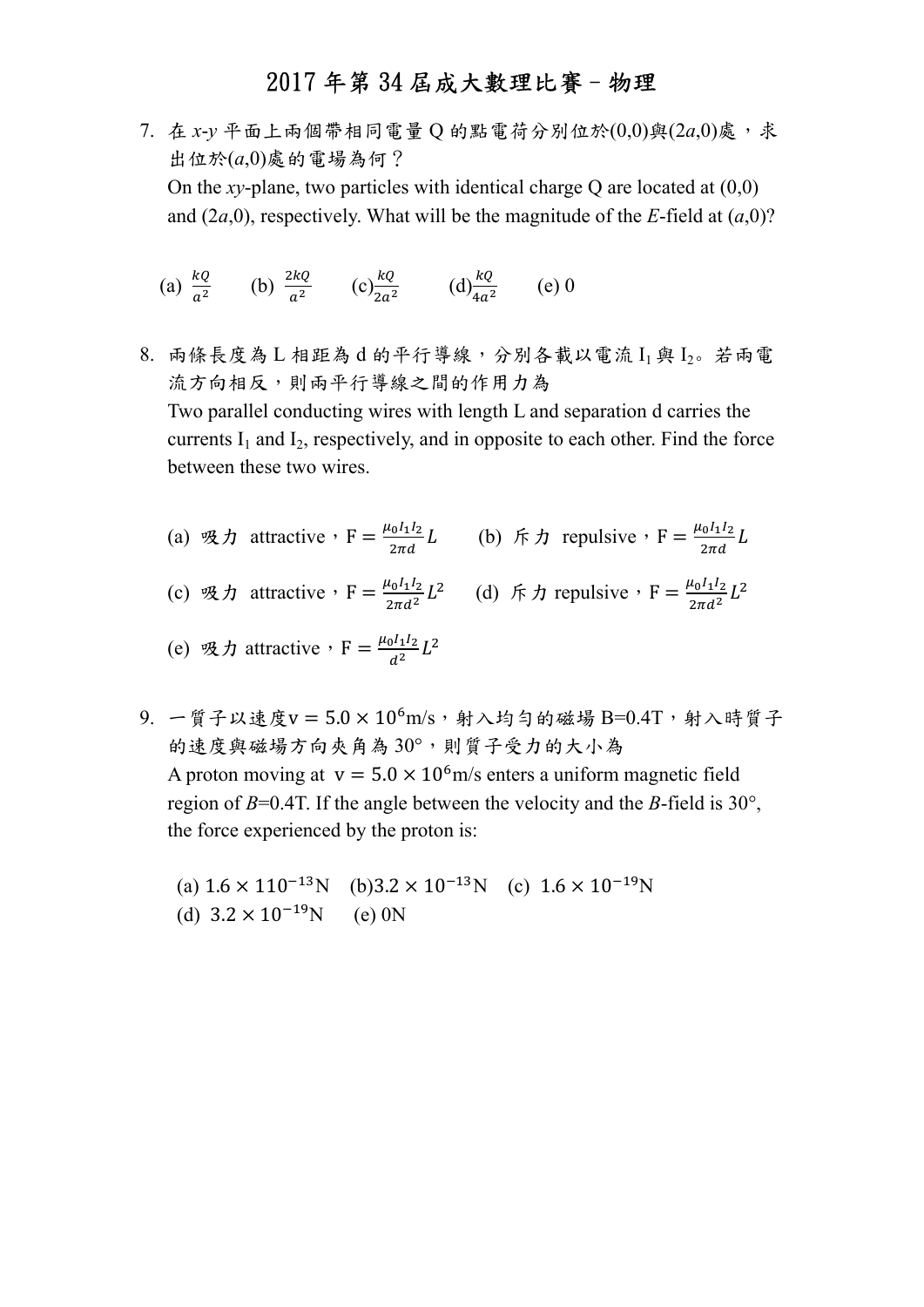# 2017 年第 34 屆成大數理比賽－物理

7. 在 $x$-$y$ 平面上兩個帶相同電量 Q 的點電荷分別位於(0,0)與($2a$,0)處，求出位於($a$,0)處的電場為何？
   On the $xy$-plane, two particles with identical charge Q are located at (0,0) and ($2a$,0), respectively. What will be the magnitude of the $E$-field at ($a$,0)?

   (a) $\frac{kQ}{a^2}$　(b) $\frac{2kQ}{a^2}$　(c) $\frac{kQ}{2a^2}$　(d) $\frac{kQ}{4a^2}$　(e) 0

8. 兩條長度為 L 相距為 d 的平行導線，分別各載以電流 $I_1$ 與 $I_2$。若兩電流方向相反，則兩平行導線之間的作用力為
   Two parallel conducting wires with length L and separation d carries the currents $I_1$ and $I_2$, respectively, and in opposite to each other. Find the force between these two wires.

   (a) 吸力 attractive，$F = \frac{\mu_0 I_1 I_2}{2\pi d} L$　(b) 斥力 repulsive，$F = \frac{\mu_0 I_1 I_2}{2\pi d} L$

   (c) 吸力 attractive，$F = \frac{\mu_0 I_1 I_2}{2\pi d^2} L^2$　(d) 斥力 repulsive，$F = \frac{\mu_0 I_1 I_2}{2\pi d^2} L^2$

   (e) 吸力 attractive，$F = \frac{\mu_0 I_1 I_2}{d^2} L^2$

9. 一質子以速度$v = 5.0 \times 10^6$m/s，射入均勻的磁場 B=0.4T，射入時質子的速度與磁場方向夾角為 30°，則質子受力的大小為
   A proton moving at $v = 5.0 \times 10^6$m/s enters a uniform magnetic field region of $B$=0.4T. If the angle between the velocity and the $B$-field is 30°, the force experienced by the proton is:

   (a) $1.6 \times 110^{-13}$N　(b) $3.2 \times 10^{-13}$N　(c) $1.6 \times 10^{-19}$N
   (d) $3.2 \times 10^{-19}$N　(e) 0N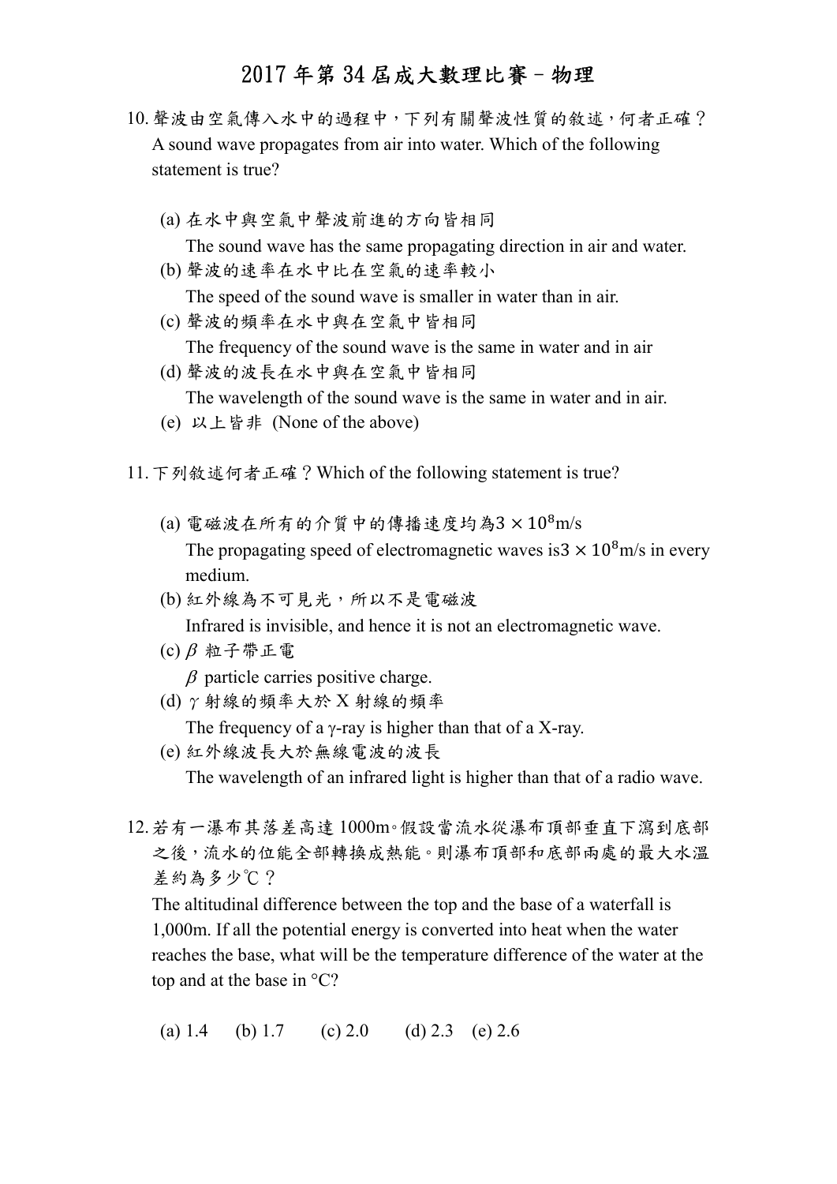# 2017 年第 34 屆成大數理比賽－物理

10. 聲波由空氣傳入水中的過程中，下列有關聲波性質的敘述，何者正確？
A sound wave propagates from air into water. Which of the following statement is true?

    (a) 在水中與空氣中聲波前進的方向皆相同
    The sound wave has the same propagating direction in air and water.

    (b) 聲波的速率在水中比在空氣的速率較小
    The speed of the sound wave is smaller in water than in air.

    (c) 聲波的頻率在水中與在空氣中皆相同
    The frequency of the sound wave is the same in water and in air

    (d) 聲波的波長在水中與在空氣中皆相同
    The wavelength of the sound wave is the same in water and in air.

    (e) 以上皆非 (None of the above)

11. 下列敘述何者正確？Which of the following statement is true?

    (a) 電磁波在所有的介質中的傳播速度均為$3 \times 10^8$m/s
    The propagating speed of electromagnetic waves is$3 \times 10^8$m/s in every medium.

    (b) 紅外線為不可見光，所以不是電磁波
    Infrared is invisible, and hence it is not an electromagnetic wave.

    (c) $\beta$ 粒子帶正電
    $\beta$ particle carries positive charge.

    (d) $\gamma$ 射線的頻率大於 X 射線的頻率
    The frequency of a $\gamma$-ray is higher than that of a X-ray.

    (e) 紅外線波長大於無線電波的波長
    The wavelength of an infrared light is higher than that of a radio wave.

12. 若有一瀑布其落差高達 1000m。假設當流水從瀑布頂部垂直下瀉到底部之後，流水的位能全部轉換成熱能。則瀑布頂部和底部兩處的最大水溫差約為多少℃？
The altitudinal difference between the top and the base of a waterfall is 1,000m. If all the potential energy is converted into heat when the water reaches the base, what will be the temperature difference of the water at the top and at the base in °C?

    (a) 1.4 (b) 1.7 (c) 2.0 (d) 2.3 (e) 2.6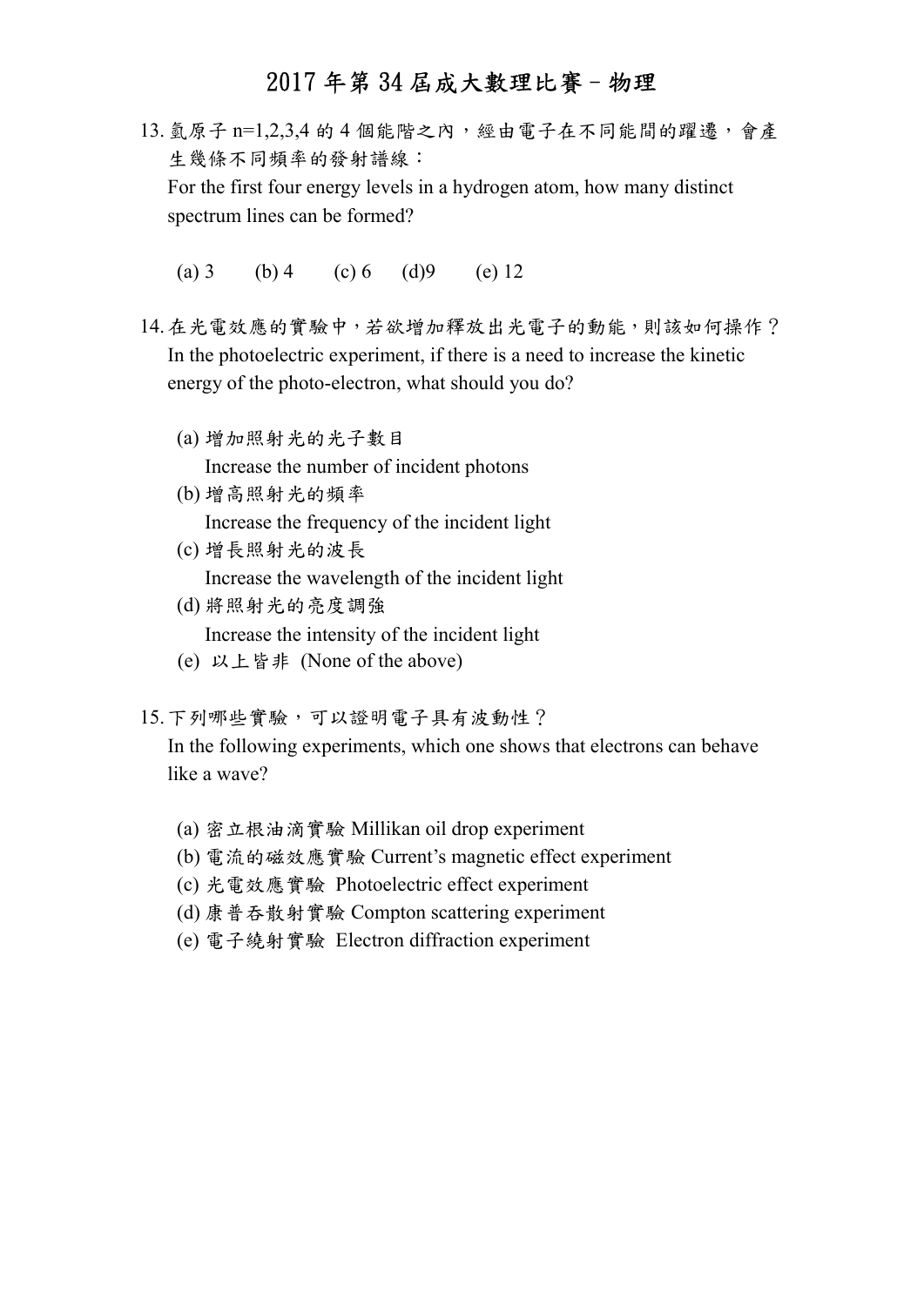# 2017 年第 34 屆成大數理比賽－物理

13. 氫原子 n=1,2,3,4 的 4 個能階之內，經由電子在不同能間的躍遷，會產生幾條不同頻率的發射譜線：
For the first four energy levels in a hydrogen atom, how many distinct spectrum lines can be formed?

    (a) 3 (b) 4 (c) 6 (d)9 (e) 12

14. 在光電效應的實驗中，若欲增加釋放出光電子的動能，則該如何操作？
In the photoelectric experiment, if there is a need to increase the kinetic energy of the photo-electron, what should you do?

    (a) 增加照射光的光子數目
    Increase the number of incident photons
    (b) 增高照射光的頻率
    Increase the frequency of the incident light
    (c) 增長照射光的波長
    Increase the wavelength of the incident light
    (d) 將照射光的亮度調強
    Increase the intensity of the incident light
    (e) 以上皆非 (None of the above)

15. 下列哪些實驗，可以證明電子具有波動性？
In the following experiments, which one shows that electrons can behave like a wave?

    (a) 密立根油滴實驗 Millikan oil drop experiment
    (b) 電流的磁效應實驗 Current's magnetic effect experiment
    (c) 光電效應實驗 Photoelectric effect experiment
    (d) 康普吞散射實驗 Compton scattering experiment
    (e) 電子繞射實驗 Electron diffraction experiment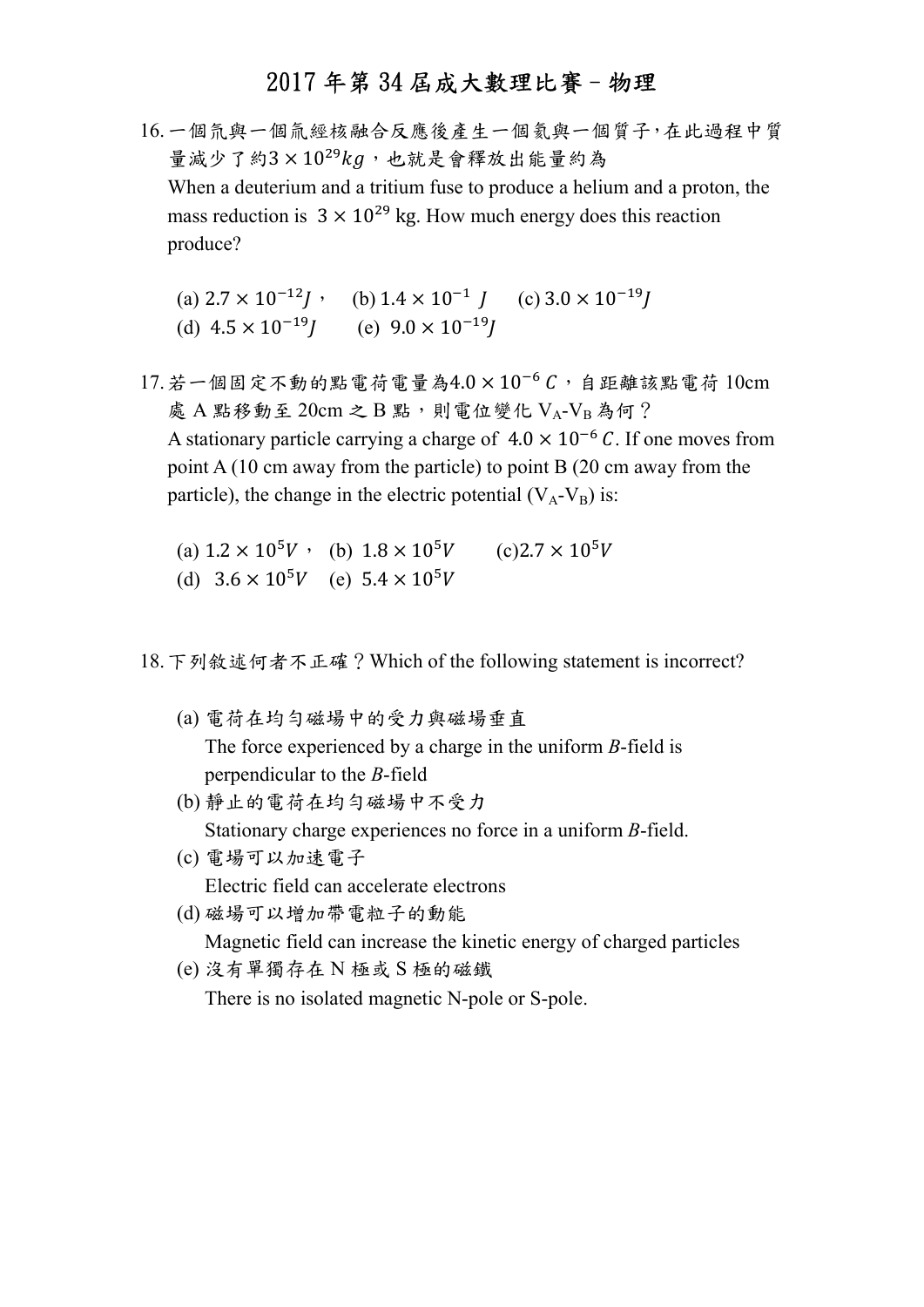# 2017 年第 34 屆成大數理比賽－物理

16. 一個氘與一個氚經核融合反應後產生一個氦與一個質子，在此過程中質量減少了約$3 \times 10^{29} kg$，也就是會釋放出能量約為

    When a deuterium and a tritium fuse to produce a helium and a proton, the mass reduction is $3 \times 10^{29}$ kg. How much energy does this reaction produce?

    (a) $2.7 \times 10^{-12} J$，　(b) $1.4 \times 10^{-1}\ J$　(c) $3.0 \times 10^{-19} J$

    (d) $4.5 \times 10^{-19} J$　(e) $9.0 \times 10^{-19} J$

17. 若一個固定不動的點電荷電量為$4.0 \times 10^{-6}\ C$，自距離該點電荷 10cm 處 A 點移動至 20cm 之 B 點，則電位變化 $V_A$-$V_B$ 為何？

    A stationary particle carrying a charge of $4.0 \times 10^{-6}\ C$. If one moves from point A (10 cm away from the particle) to point B (20 cm away from the particle), the change in the electric potential ($V_A$-$V_B$) is:

    (a) $1.2 \times 10^{5} V$，(b) $1.8 \times 10^{5} V$　(c) $2.7 \times 10^{5} V$

    (d) $3.6 \times 10^{5} V$　(e) $5.4 \times 10^{5} V$

18. 下列敘述何者不正確？Which of the following statement is incorrect?

    (a) 電荷在均勻磁場中的受力與磁場垂直

    The force experienced by a charge in the uniform *B*-field is perpendicular to the *B*-field

    (b) 靜止的電荷在均勻磁場中不受力

    Stationary charge experiences no force in a uniform *B*-field.

    (c) 電場可以加速電子

    Electric field can accelerate electrons

    (d) 磁場可以增加帶電粒子的動能

    Magnetic field can increase the kinetic energy of charged particles

    (e) 沒有單獨存在 N 極或 S 極的磁鐵

    There is no isolated magnetic N-pole or S-pole.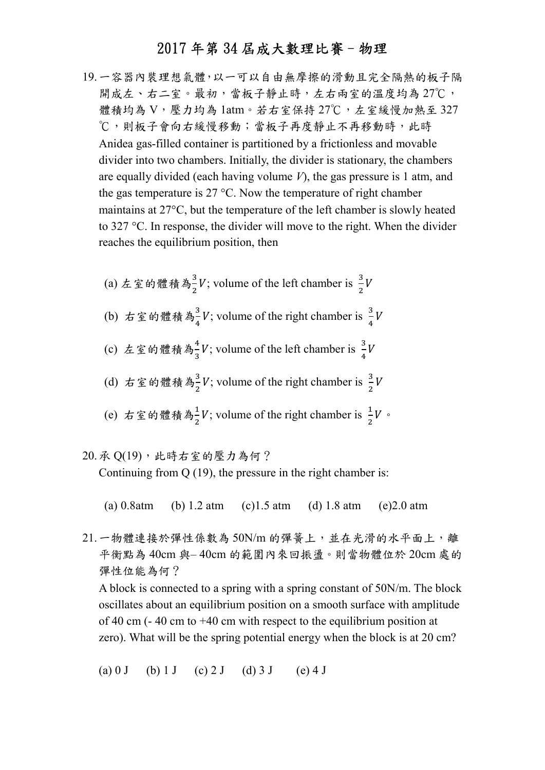# 2017 年第 34 屆成大數理比賽－物理

19. 一容器內裝理想氣體，以一可以自由無摩擦的滑動且完全隔熱的板子隔開成左、右二室。最初，當板子靜止時，左右兩室的溫度均為 27℃，體積均為 V，壓力均為 1atm。若右室保持 27℃，左室緩慢加熱至 327℃，則板子會向右緩慢移動；當板子再度靜止不再移動時，此時

    Anidea gas-filled container is partitioned by a frictionless and movable divider into two chambers. Initially, the divider is stationary, the chambers are equally divided (each having volume *V*), the gas pressure is 1 atm, and the gas temperature is 27 °C. Now the temperature of right chamber maintains at 27°C, but the temperature of the left chamber is slowly heated to 327 °C. In response, the divider will move to the right. When the divider reaches the equilibrium position, then

    (a) 左室的體積為$\frac{3}{2}V$; volume of the left chamber is $\frac{3}{2}V$

    (b) 右室的體積為$\frac{3}{4}V$; volume of the right chamber is $\frac{3}{4}V$

    (c) 左室的體積為$\frac{4}{3}V$; volume of the left chamber is $\frac{3}{4}V$

    (d) 右室的體積為$\frac{3}{2}V$; volume of the right chamber is $\frac{3}{2}V$

    (e) 右室的體積為$\frac{1}{2}V$; volume of the right chamber is $\frac{1}{2}V$。

20. 承 Q(19)，此時右室的壓力為何？

    Continuing from Q (19), the pressure in the right chamber is:

    (a) 0.8atm (b) 1.2 atm (c)1.5 atm (d) 1.8 atm (e)2.0 atm

21. 一物體連接於彈性係數為 50N/m 的彈簧上，並在光滑的水平面上，離平衡點為 40cm 與– 40cm 的範圍內來回振盪。則當物體位於 20cm 處的彈性位能為何？

    A block is connected to a spring with a spring constant of 50N/m. The block oscillates about an equilibrium position on a smooth surface with amplitude of 40 cm (- 40 cm to +40 cm with respect to the equilibrium position at zero). What will be the spring potential energy when the block is at 20 cm?

    (a) 0 J (b) 1 J (c) 2 J (d) 3 J (e) 4 J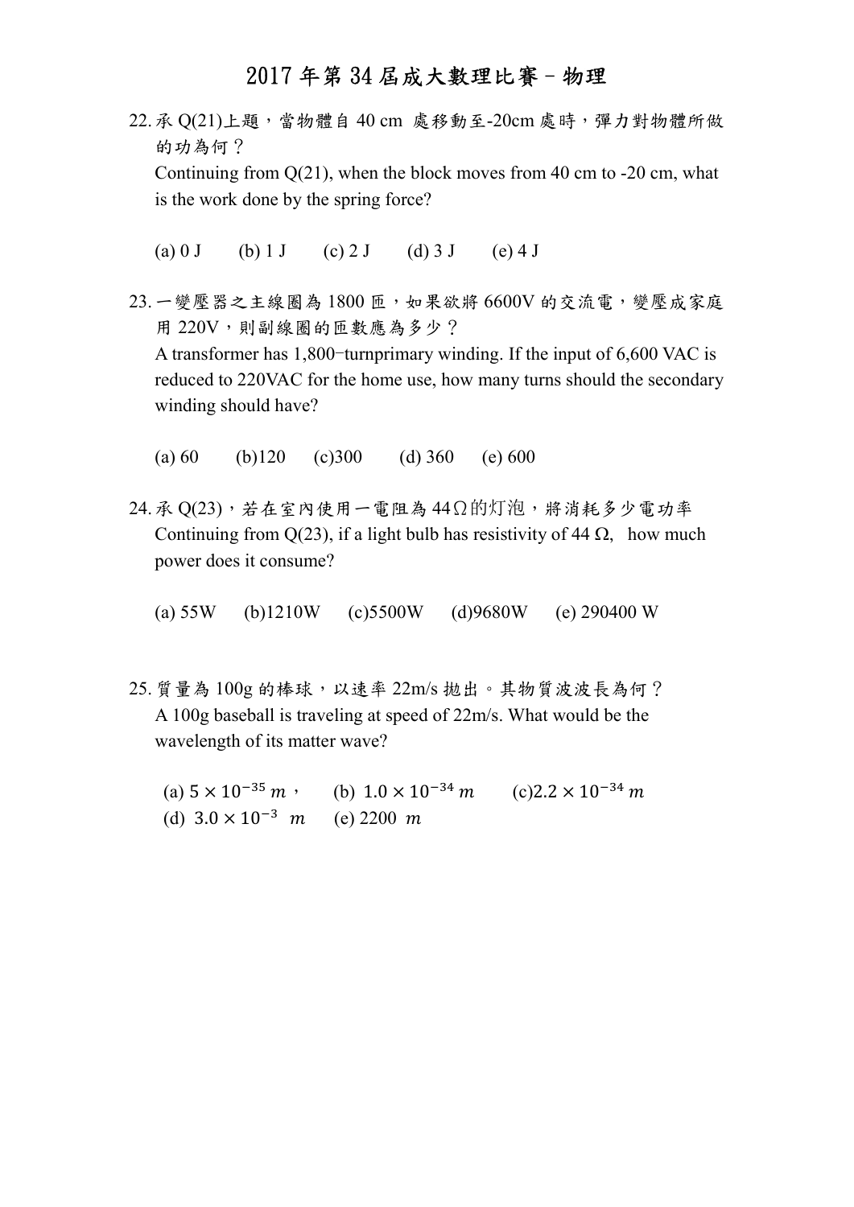# 2017 年第 34 屆成大數理比賽－物理

22. 承 Q(21)上題，當物體自 40 cm 處移動至-20cm 處時，彈力對物體所做的功為何？

    Continuing from Q(21), when the block moves from 40 cm to -20 cm, what is the work done by the spring force?

    (a) 0 J　　(b) 1 J　　(c) 2 J　　(d) 3 J　　(e) 4 J

23. 一變壓器之主線圈為 1800 匝，如果欲將 6600V 的交流電，變壓成家庭用 220V，則副線圈的匝數應為多少？

    A transformer has 1,800−turnprimary winding. If the input of 6,600 VAC is reduced to 220VAC for the home use, how many turns should the secondary winding should have?

    (a) 60　　(b)120　　(c)300　　(d) 360　　(e) 600

24. 承 Q(23)，若在室內使用一電阻為 44Ω的灯泡，將消耗多少電功率

    Continuing from Q(23), if a light bulb has resistivity of 44 Ω,　how much power does it consume?

    (a) 55W　　(b)1210W　　(c)5500W　　(d)9680W　　(e) 290400 W

25. 質量為 100g 的棒球，以速率 22m/s 拋出。其物質波波長為何？

    A 100g baseball is traveling at speed of 22m/s. What would be the wavelength of its matter wave?

    (a) $5 \times 10^{-35}\ m$，　　(b) $1.0 \times 10^{-34}\ m$　　(c) $2.2 \times 10^{-34}\ m$

    (d) $3.0 \times 10^{-3}\ \ m$　　(e) $2200\ \ m$